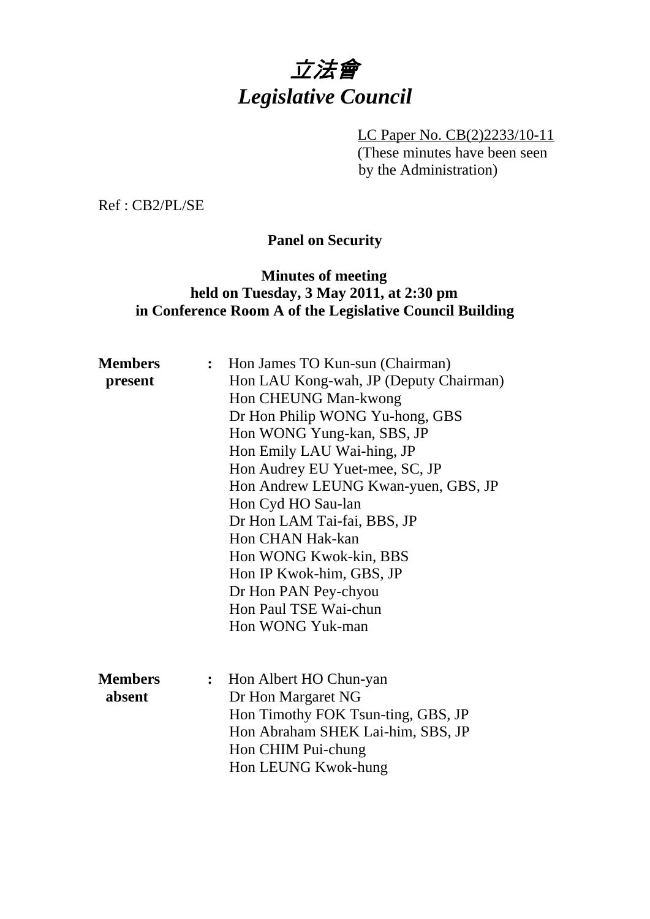# *立法會*
# *Legislative Council*

LC Paper No. CB(2)2233/10-11
(These minutes have been seen by the Administration)

Ref : CB2/PL/SE

**Panel on Security**

**Minutes of meeting held on Tuesday, 3 May 2011, at 2:30 pm in Conference Room A of the Legislative Council Building**

**Members present** :
Hon James TO Kun-sun (Chairman)
Hon LAU Kong-wah, JP (Deputy Chairman)
Hon CHEUNG Man-kwong
Dr Hon Philip WONG Yu-hong, GBS
Hon WONG Yung-kan, SBS, JP
Hon Emily LAU Wai-hing, JP
Hon Audrey EU Yuet-mee, SC, JP
Hon Andrew LEUNG Kwan-yuen, GBS, JP
Hon Cyd HO Sau-lan
Dr Hon LAM Tai-fai, BBS, JP
Hon CHAN Hak-kan
Hon WONG Kwok-kin, BBS
Hon IP Kwok-him, GBS, JP
Dr Hon PAN Pey-chyou
Hon Paul TSE Wai-chun
Hon WONG Yuk-man

**Members absent** :
Hon Albert HO Chun-yan
Dr Hon Margaret NG
Hon Timothy FOK Tsun-ting, GBS, JP
Hon Abraham SHEK Lai-him, SBS, JP
Hon CHIM Pui-chung
Hon LEUNG Kwok-hung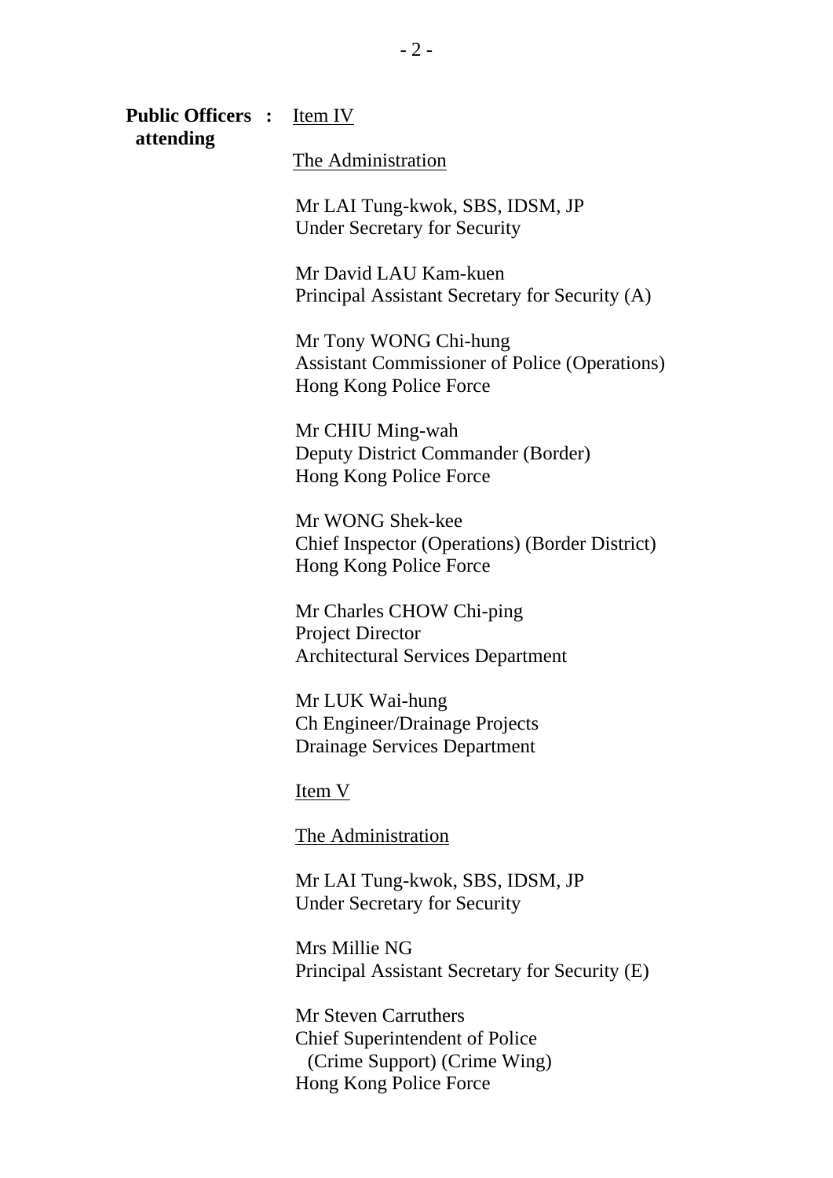**Public Officers attending :** <u>Item IV</u>

<u>The Administration</u>

Mr LAI Tung-kwok, SBS, IDSM, JP
Under Secretary for Security

Mr David LAU Kam-kuen
Principal Assistant Secretary for Security (A)

Mr Tony WONG Chi-hung
Assistant Commissioner of Police (Operations)
Hong Kong Police Force

Mr CHIU Ming-wah
Deputy District Commander (Border)
Hong Kong Police Force

Mr WONG Shek-kee
Chief Inspector (Operations) (Border District)
Hong Kong Police Force

Mr Charles CHOW Chi-ping
Project Director
Architectural Services Department

Mr LUK Wai-hung
Ch Engineer/Drainage Projects
Drainage Services Department

<u>Item V</u>

<u>The Administration</u>

Mr LAI Tung-kwok, SBS, IDSM, JP
Under Secretary for Security

Mrs Millie NG
Principal Assistant Secretary for Security (E)

Mr Steven Carruthers
Chief Superintendent of Police
(Crime Support) (Crime Wing)
Hong Kong Police Force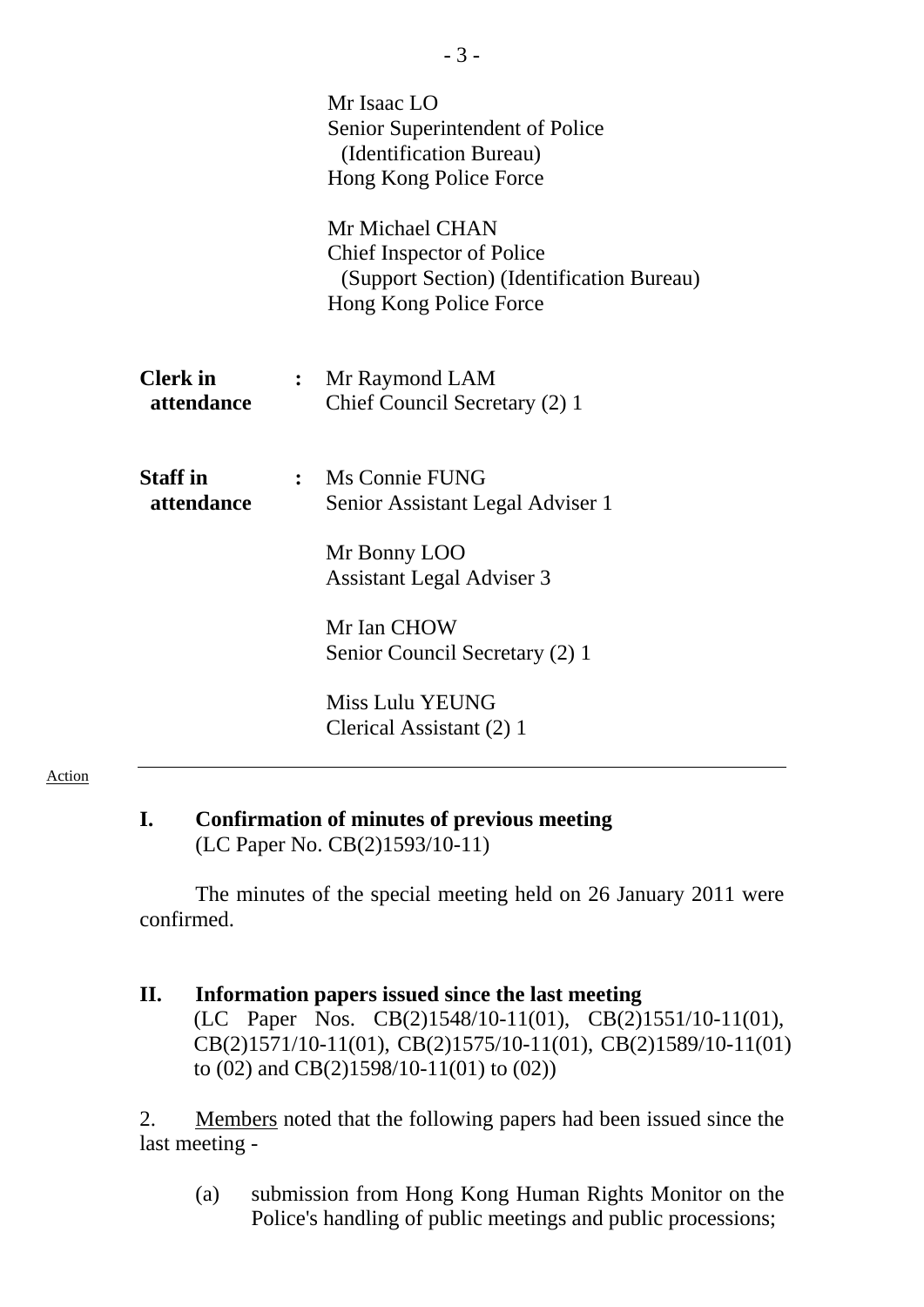Mr Isaac LO
Senior Superintendent of Police
(Identification Bureau)
Hong Kong Police Force

Mr Michael CHAN
Chief Inspector of Police
(Support Section) (Identification Bureau)
Hong Kong Police Force

**Clerk in attendance** : Mr Raymond LAM
Chief Council Secretary (2) 1

**Staff in attendance** : Ms Connie FUNG
Senior Assistant Legal Adviser 1

Mr Bonny LOO
Assistant Legal Adviser 3

Mr Ian CHOW
Senior Council Secretary (2) 1

Miss Lulu YEUNG
Clerical Assistant (2) 1

---

Action

**I. Confirmation of minutes of previous meeting**
(LC Paper No. CB(2)1593/10-11)

The minutes of the special meeting held on 26 January 2011 were confirmed.

**II. Information papers issued since the last meeting**
(LC Paper Nos. CB(2)1548/10-11(01), CB(2)1551/10-11(01), CB(2)1571/10-11(01), CB(2)1575/10-11(01), CB(2)1589/10-11(01) to (02) and CB(2)1598/10-11(01) to (02))

2. Members noted that the following papers had been issued since the last meeting -

(a) submission from Hong Kong Human Rights Monitor on the Police's handling of public meetings and public processions;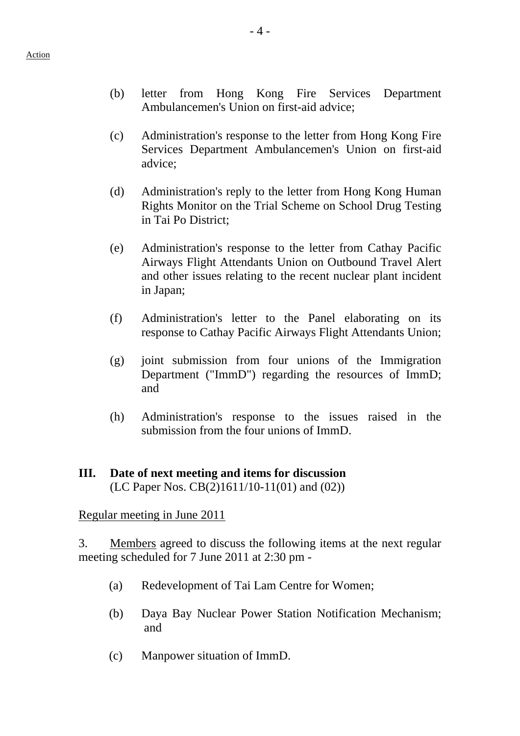(b) letter from Hong Kong Fire Services Department Ambulancemen's Union on first-aid advice;

(c) Administration's response to the letter from Hong Kong Fire Services Department Ambulancemen's Union on first-aid advice;

(d) Administration's reply to the letter from Hong Kong Human Rights Monitor on the Trial Scheme on School Drug Testing in Tai Po District;

(e) Administration's response to the letter from Cathay Pacific Airways Flight Attendants Union on Outbound Travel Alert and other issues relating to the recent nuclear plant incident in Japan;

(f) Administration's letter to the Panel elaborating on its response to Cathay Pacific Airways Flight Attendants Union;

(g) joint submission from four unions of the Immigration Department ("ImmD") regarding the resources of ImmD; and

(h) Administration's response to the issues raised in the submission from the four unions of ImmD.

## III. Date of next meeting and items for discussion

(LC Paper Nos. CB(2)1611/10-11(01) and (02))

Regular meeting in June 2011

3. Members agreed to discuss the following items at the next regular meeting scheduled for 7 June 2011 at 2:30 pm -

(a) Redevelopment of Tai Lam Centre for Women;

(b) Daya Bay Nuclear Power Station Notification Mechanism; and

(c) Manpower situation of ImmD.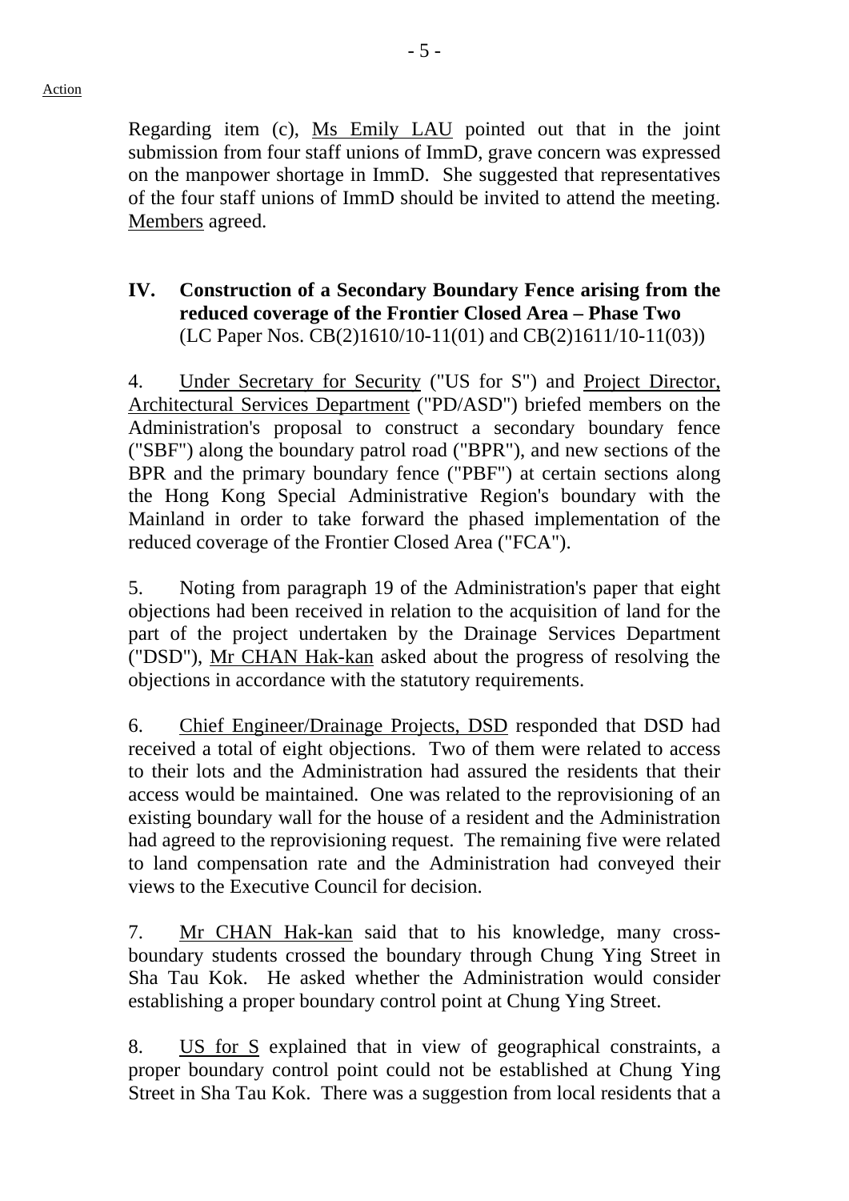Action

Regarding item (c), Ms Emily LAU pointed out that in the joint submission from four staff unions of ImmD, grave concern was expressed on the manpower shortage in ImmD. She suggested that representatives of the four staff unions of ImmD should be invited to attend the meeting. Members agreed.

## IV. Construction of a Secondary Boundary Fence arising from the reduced coverage of the Frontier Closed Area – Phase Two

(LC Paper Nos. CB(2)1610/10-11(01) and CB(2)1611/10-11(03))

4. Under Secretary for Security ("US for S") and Project Director, Architectural Services Department ("PD/ASD") briefed members on the Administration's proposal to construct a secondary boundary fence ("SBF") along the boundary patrol road ("BPR"), and new sections of the BPR and the primary boundary fence ("PBF") at certain sections along the Hong Kong Special Administrative Region's boundary with the Mainland in order to take forward the phased implementation of the reduced coverage of the Frontier Closed Area ("FCA").

5. Noting from paragraph 19 of the Administration's paper that eight objections had been received in relation to the acquisition of land for the part of the project undertaken by the Drainage Services Department ("DSD"), Mr CHAN Hak-kan asked about the progress of resolving the objections in accordance with the statutory requirements.

6. Chief Engineer/Drainage Projects, DSD responded that DSD had received a total of eight objections. Two of them were related to access to their lots and the Administration had assured the residents that their access would be maintained. One was related to the reprovisioning of an existing boundary wall for the house of a resident and the Administration had agreed to the reprovisioning request. The remaining five were related to land compensation rate and the Administration had conveyed their views to the Executive Council for decision.

7. Mr CHAN Hak-kan said that to his knowledge, many cross-boundary students crossed the boundary through Chung Ying Street in Sha Tau Kok. He asked whether the Administration would consider establishing a proper boundary control point at Chung Ying Street.

8. US for S explained that in view of geographical constraints, a proper boundary control point could not be established at Chung Ying Street in Sha Tau Kok. There was a suggestion from local residents that a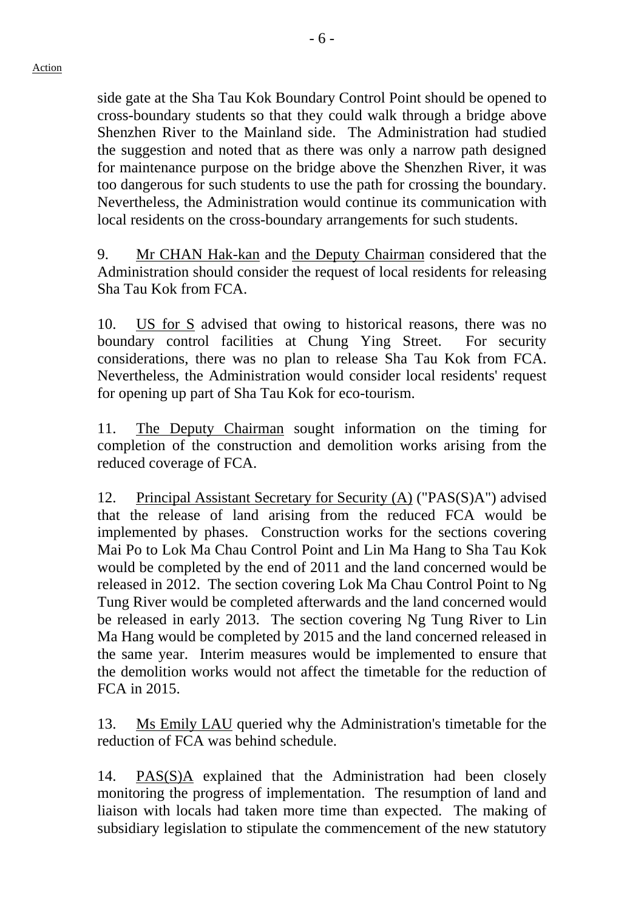side gate at the Sha Tau Kok Boundary Control Point should be opened to cross-boundary students so that they could walk through a bridge above Shenzhen River to the Mainland side. The Administration had studied the suggestion and noted that as there was only a narrow path designed for maintenance purpose on the bridge above the Shenzhen River, it was too dangerous for such students to use the path for crossing the boundary. Nevertheless, the Administration would continue its communication with local residents on the cross-boundary arrangements for such students.

9. Mr CHAN Hak-kan and the Deputy Chairman considered that the Administration should consider the request of local residents for releasing Sha Tau Kok from FCA.

10. US for S advised that owing to historical reasons, there was no boundary control facilities at Chung Ying Street. For security considerations, there was no plan to release Sha Tau Kok from FCA. Nevertheless, the Administration would consider local residents' request for opening up part of Sha Tau Kok for eco-tourism.

11. The Deputy Chairman sought information on the timing for completion of the construction and demolition works arising from the reduced coverage of FCA.

12. Principal Assistant Secretary for Security (A) ("PAS(S)A") advised that the release of land arising from the reduced FCA would be implemented by phases. Construction works for the sections covering Mai Po to Lok Ma Chau Control Point and Lin Ma Hang to Sha Tau Kok would be completed by the end of 2011 and the land concerned would be released in 2012. The section covering Lok Ma Chau Control Point to Ng Tung River would be completed afterwards and the land concerned would be released in early 2013. The section covering Ng Tung River to Lin Ma Hang would be completed by 2015 and the land concerned released in the same year. Interim measures would be implemented to ensure that the demolition works would not affect the timetable for the reduction of FCA in 2015.

13. Ms Emily LAU queried why the Administration's timetable for the reduction of FCA was behind schedule.

14. PAS(S)A explained that the Administration had been closely monitoring the progress of implementation. The resumption of land and liaison with locals had taken more time than expected. The making of subsidiary legislation to stipulate the commencement of the new statutory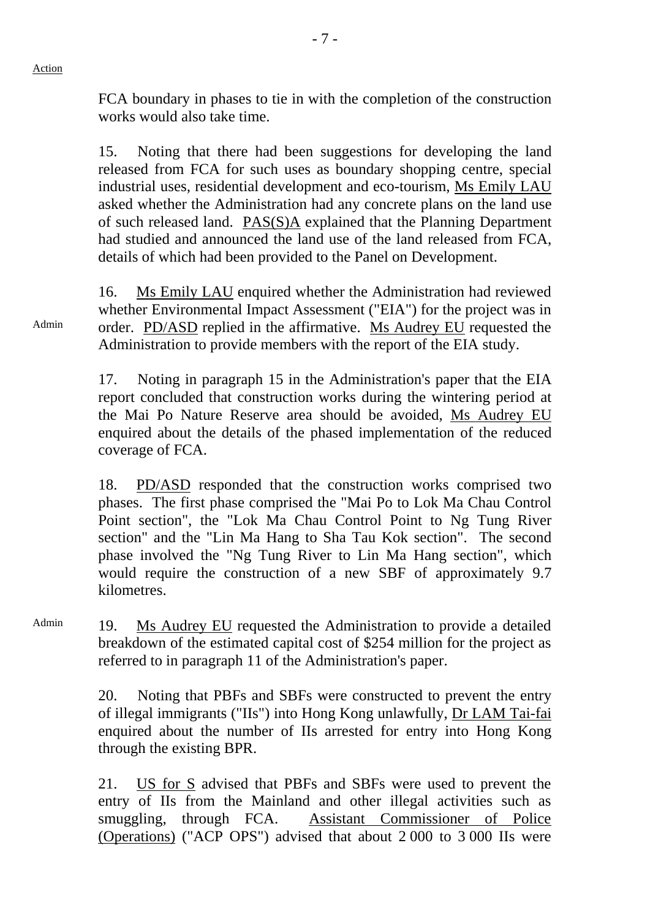Action

FCA boundary in phases to tie in with the completion of the construction works would also take time.

15. Noting that there had been suggestions for developing the land released from FCA for such uses as boundary shopping centre, special industrial uses, residential development and eco-tourism, Ms Emily LAU asked whether the Administration had any concrete plans on the land use of such released land. PAS(S)A explained that the Planning Department had studied and announced the land use of the land released from FCA, details of which had been provided to the Panel on Development.

Admin

16. Ms Emily LAU enquired whether the Administration had reviewed whether Environmental Impact Assessment ("EIA") for the project was in order. PD/ASD replied in the affirmative. Ms Audrey EU requested the Administration to provide members with the report of the EIA study.

17. Noting in paragraph 15 in the Administration's paper that the EIA report concluded that construction works during the wintering period at the Mai Po Nature Reserve area should be avoided, Ms Audrey EU enquired about the details of the phased implementation of the reduced coverage of FCA.

18. PD/ASD responded that the construction works comprised two phases. The first phase comprised the "Mai Po to Lok Ma Chau Control Point section", the "Lok Ma Chau Control Point to Ng Tung River section" and the "Lin Ma Hang to Sha Tau Kok section". The second phase involved the "Ng Tung River to Lin Ma Hang section", which would require the construction of a new SBF of approximately 9.7 kilometres.

Admin

19. Ms Audrey EU requested the Administration to provide a detailed breakdown of the estimated capital cost of $254 million for the project as referred to in paragraph 11 of the Administration's paper.

20. Noting that PBFs and SBFs were constructed to prevent the entry of illegal immigrants ("IIs") into Hong Kong unlawfully, Dr LAM Tai-fai enquired about the number of IIs arrested for entry into Hong Kong through the existing BPR.

21. US for S advised that PBFs and SBFs were used to prevent the entry of IIs from the Mainland and other illegal activities such as smuggling, through FCA. Assistant Commissioner of Police (Operations) ("ACP OPS") advised that about 2 000 to 3 000 IIs were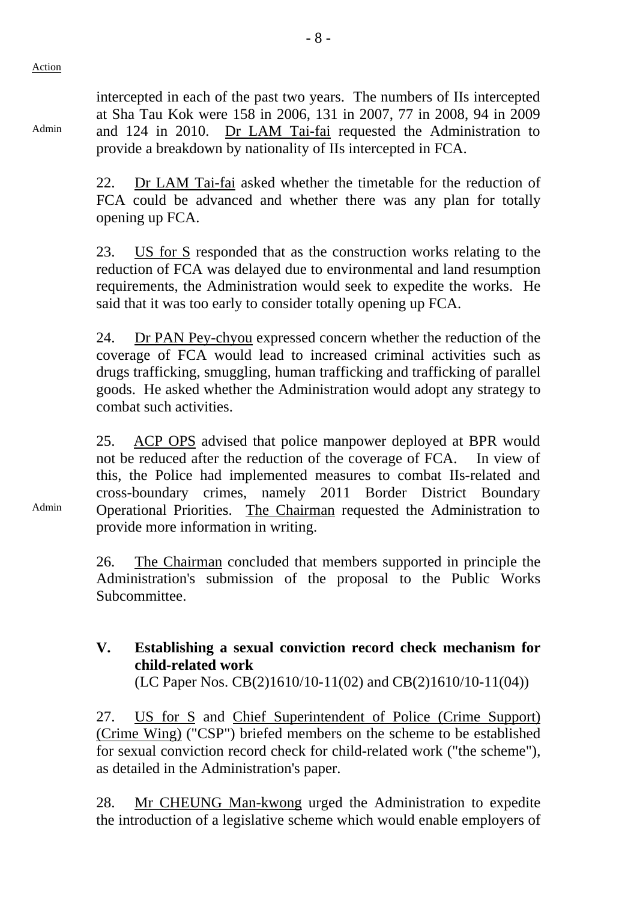Action

intercepted in each of the past two years. The numbers of IIs intercepted at Sha Tau Kok were 158 in 2006, 131 in 2007, 77 in 2008, 94 in 2009 and 124 in 2010. Dr LAM Tai-fai requested the Administration to provide a breakdown by nationality of IIs intercepted in FCA.

Admin

22. Dr LAM Tai-fai asked whether the timetable for the reduction of FCA could be advanced and whether there was any plan for totally opening up FCA.

23. US for S responded that as the construction works relating to the reduction of FCA was delayed due to environmental and land resumption requirements, the Administration would seek to expedite the works. He said that it was too early to consider totally opening up FCA.

24. Dr PAN Pey-chyou expressed concern whether the reduction of the coverage of FCA would lead to increased criminal activities such as drugs trafficking, smuggling, human trafficking and trafficking of parallel goods. He asked whether the Administration would adopt any strategy to combat such activities.

25. ACP OPS advised that police manpower deployed at BPR would not be reduced after the reduction of the coverage of FCA. In view of this, the Police had implemented measures to combat IIs-related and cross-boundary crimes, namely 2011 Border District Boundary Operational Priorities. The Chairman requested the Administration to provide more information in writing.

Admin

26. The Chairman concluded that members supported in principle the Administration's submission of the proposal to the Public Works Subcommittee.

## V. Establishing a sexual conviction record check mechanism for child-related work

(LC Paper Nos. CB(2)1610/10-11(02) and CB(2)1610/10-11(04))

27. US for S and Chief Superintendent of Police (Crime Support) (Crime Wing) ("CSP") briefed members on the scheme to be established for sexual conviction record check for child-related work ("the scheme"), as detailed in the Administration's paper.

28. Mr CHEUNG Man-kwong urged the Administration to expedite the introduction of a legislative scheme which would enable employers of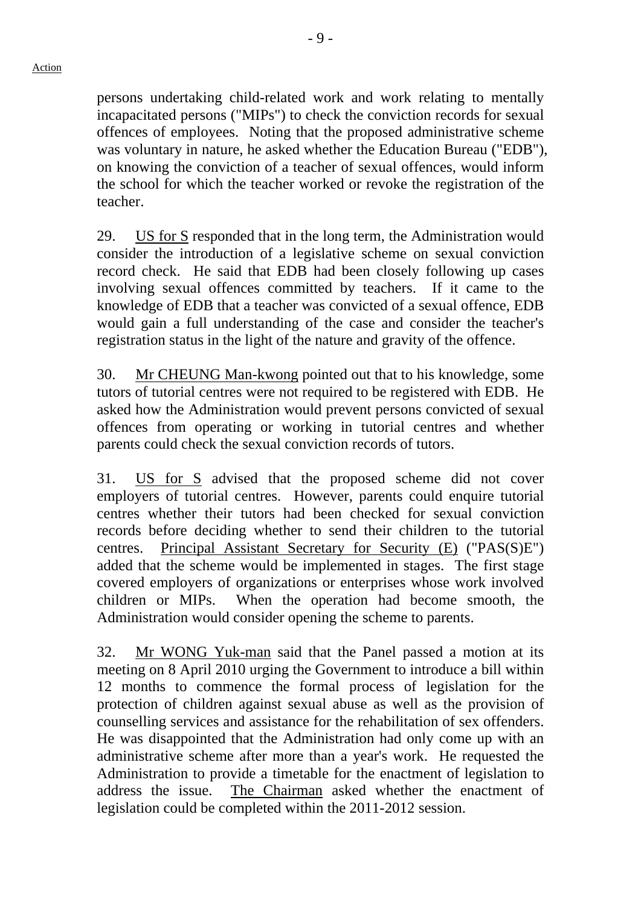Action

persons undertaking child-related work and work relating to mentally incapacitated persons ("MIPs") to check the conviction records for sexual offences of employees. Noting that the proposed administrative scheme was voluntary in nature, he asked whether the Education Bureau ("EDB"), on knowing the conviction of a teacher of sexual offences, would inform the school for which the teacher worked or revoke the registration of the teacher.

29. US for S responded that in the long term, the Administration would consider the introduction of a legislative scheme on sexual conviction record check. He said that EDB had been closely following up cases involving sexual offences committed by teachers. If it came to the knowledge of EDB that a teacher was convicted of a sexual offence, EDB would gain a full understanding of the case and consider the teacher's registration status in the light of the nature and gravity of the offence.

30. Mr CHEUNG Man-kwong pointed out that to his knowledge, some tutors of tutorial centres were not required to be registered with EDB. He asked how the Administration would prevent persons convicted of sexual offences from operating or working in tutorial centres and whether parents could check the sexual conviction records of tutors.

31. US for S advised that the proposed scheme did not cover employers of tutorial centres. However, parents could enquire tutorial centres whether their tutors had been checked for sexual conviction records before deciding whether to send their children to the tutorial centres. Principal Assistant Secretary for Security (E) ("PAS(S)E") added that the scheme would be implemented in stages. The first stage covered employers of organizations or enterprises whose work involved children or MIPs. When the operation had become smooth, the Administration would consider opening the scheme to parents.

32. Mr WONG Yuk-man said that the Panel passed a motion at its meeting on 8 April 2010 urging the Government to introduce a bill within 12 months to commence the formal process of legislation for the protection of children against sexual abuse as well as the provision of counselling services and assistance for the rehabilitation of sex offenders. He was disappointed that the Administration had only come up with an administrative scheme after more than a year's work. He requested the Administration to provide a timetable for the enactment of legislation to address the issue. The Chairman asked whether the enactment of legislation could be completed within the 2011-2012 session.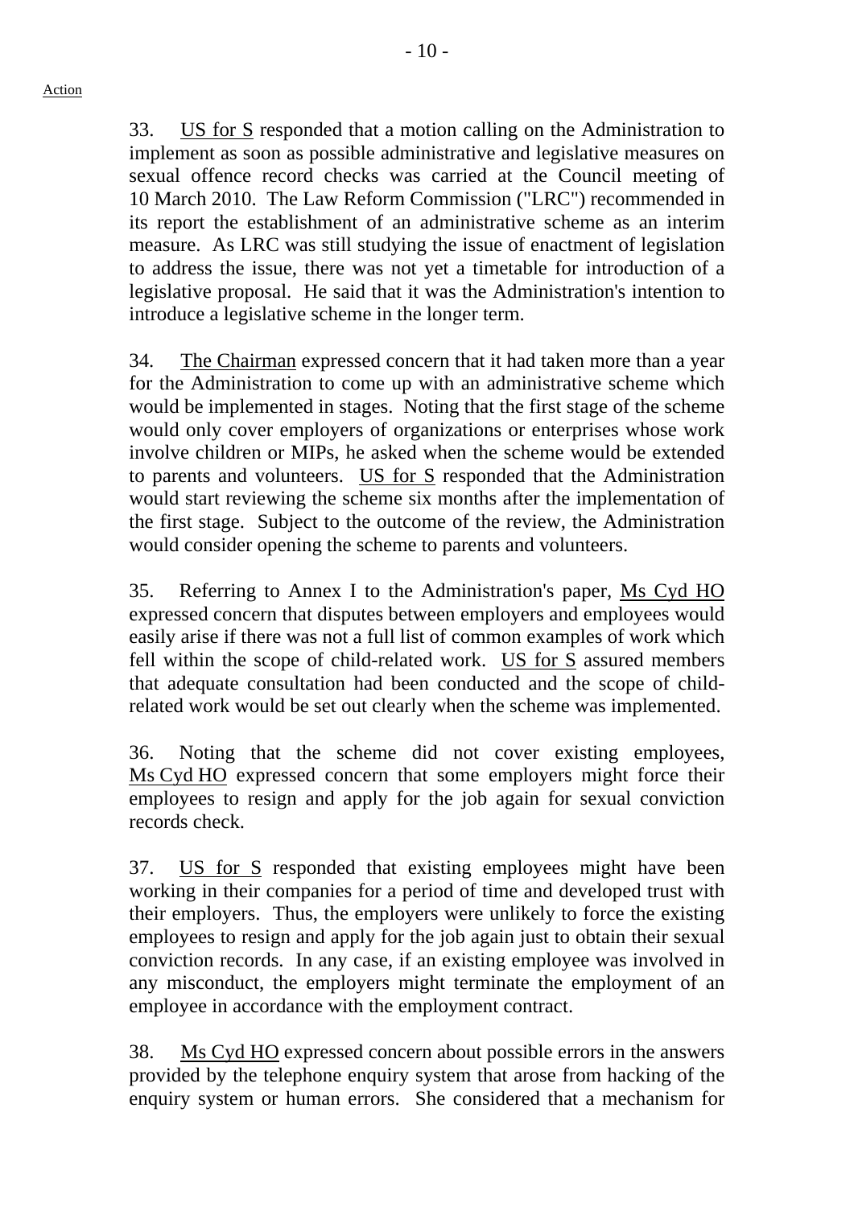33. US for S responded that a motion calling on the Administration to implement as soon as possible administrative and legislative measures on sexual offence record checks was carried at the Council meeting of 10 March 2010. The Law Reform Commission ("LRC") recommended in its report the establishment of an administrative scheme as an interim measure. As LRC was still studying the issue of enactment of legislation to address the issue, there was not yet a timetable for introduction of a legislative proposal. He said that it was the Administration's intention to introduce a legislative scheme in the longer term.

34. The Chairman expressed concern that it had taken more than a year for the Administration to come up with an administrative scheme which would be implemented in stages. Noting that the first stage of the scheme would only cover employers of organizations or enterprises whose work involve children or MIPs, he asked when the scheme would be extended to parents and volunteers. US for S responded that the Administration would start reviewing the scheme six months after the implementation of the first stage. Subject to the outcome of the review, the Administration would consider opening the scheme to parents and volunteers.

35. Referring to Annex I to the Administration's paper, Ms Cyd HO expressed concern that disputes between employers and employees would easily arise if there was not a full list of common examples of work which fell within the scope of child-related work. US for S assured members that adequate consultation had been conducted and the scope of child-related work would be set out clearly when the scheme was implemented.

36. Noting that the scheme did not cover existing employees, Ms Cyd HO expressed concern that some employers might force their employees to resign and apply for the job again for sexual conviction records check.

37. US for S responded that existing employees might have been working in their companies for a period of time and developed trust with their employers. Thus, the employers were unlikely to force the existing employees to resign and apply for the job again just to obtain their sexual conviction records. In any case, if an existing employee was involved in any misconduct, the employers might terminate the employment of an employee in accordance with the employment contract.

38. Ms Cyd HO expressed concern about possible errors in the answers provided by the telephone enquiry system that arose from hacking of the enquiry system or human errors. She considered that a mechanism for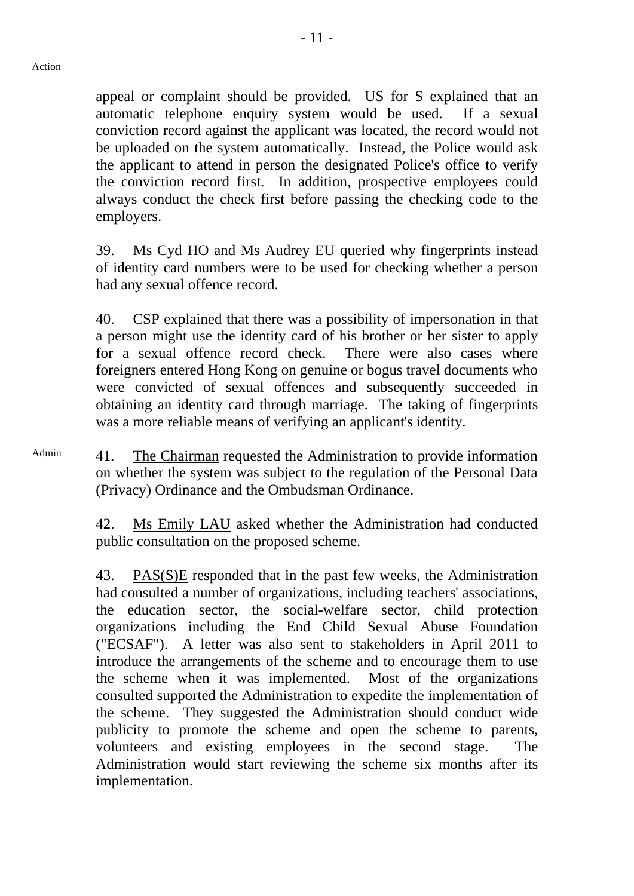Action

appeal or complaint should be provided. US for S explained that an automatic telephone enquiry system would be used. If a sexual conviction record against the applicant was located, the record would not be uploaded on the system automatically. Instead, the Police would ask the applicant to attend in person the designated Police's office to verify the conviction record first. In addition, prospective employees could always conduct the check first before passing the checking code to the employers.

39. Ms Cyd HO and Ms Audrey EU queried why fingerprints instead of identity card numbers were to be used for checking whether a person had any sexual offence record.

40. CSP explained that there was a possibility of impersonation in that a person might use the identity card of his brother or her sister to apply for a sexual offence record check. There were also cases where foreigners entered Hong Kong on genuine or bogus travel documents who were convicted of sexual offences and subsequently succeeded in obtaining an identity card through marriage. The taking of fingerprints was a more reliable means of verifying an applicant's identity.

Admin

41. The Chairman requested the Administration to provide information on whether the system was subject to the regulation of the Personal Data (Privacy) Ordinance and the Ombudsman Ordinance.

42. Ms Emily LAU asked whether the Administration had conducted public consultation on the proposed scheme.

43. PAS(S)E responded that in the past few weeks, the Administration had consulted a number of organizations, including teachers' associations, the education sector, the social-welfare sector, child protection organizations including the End Child Sexual Abuse Foundation ("ECSAF"). A letter was also sent to stakeholders in April 2011 to introduce the arrangements of the scheme and to encourage them to use the scheme when it was implemented. Most of the organizations consulted supported the Administration to expedite the implementation of the scheme. They suggested the Administration should conduct wide publicity to promote the scheme and open the scheme to parents, volunteers and existing employees in the second stage. The Administration would start reviewing the scheme six months after its implementation.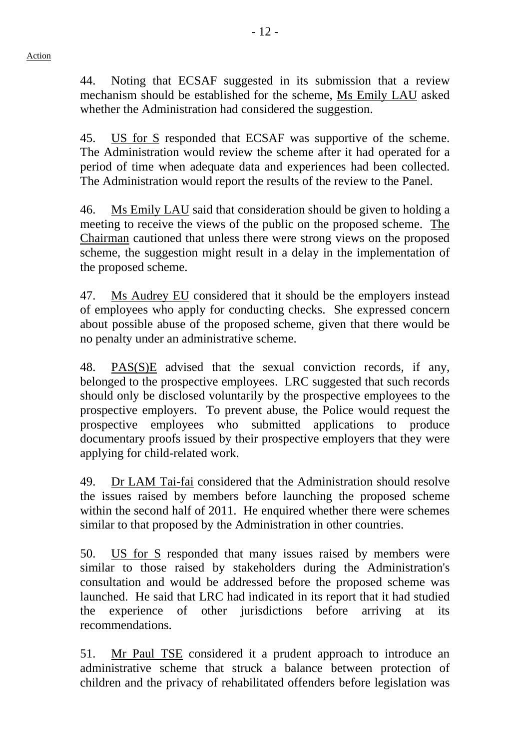44. Noting that ECSAF suggested in its submission that a review mechanism should be established for the scheme, Ms Emily LAU asked whether the Administration had considered the suggestion.

45. US for S responded that ECSAF was supportive of the scheme. The Administration would review the scheme after it had operated for a period of time when adequate data and experiences had been collected. The Administration would report the results of the review to the Panel.

46. Ms Emily LAU said that consideration should be given to holding a meeting to receive the views of the public on the proposed scheme. The Chairman cautioned that unless there were strong views on the proposed scheme, the suggestion might result in a delay in the implementation of the proposed scheme.

47. Ms Audrey EU considered that it should be the employers instead of employees who apply for conducting checks. She expressed concern about possible abuse of the proposed scheme, given that there would be no penalty under an administrative scheme.

48. PAS(S)E advised that the sexual conviction records, if any, belonged to the prospective employees. LRC suggested that such records should only be disclosed voluntarily by the prospective employees to the prospective employers. To prevent abuse, the Police would request the prospective employees who submitted applications to produce documentary proofs issued by their prospective employers that they were applying for child-related work.

49. Dr LAM Tai-fai considered that the Administration should resolve the issues raised by members before launching the proposed scheme within the second half of 2011. He enquired whether there were schemes similar to that proposed by the Administration in other countries.

50. US for S responded that many issues raised by members were similar to those raised by stakeholders during the Administration's consultation and would be addressed before the proposed scheme was launched. He said that LRC had indicated in its report that it had studied the experience of other jurisdictions before arriving at its recommendations.

51. Mr Paul TSE considered it a prudent approach to introduce an administrative scheme that struck a balance between protection of children and the privacy of rehabilitated offenders before legislation was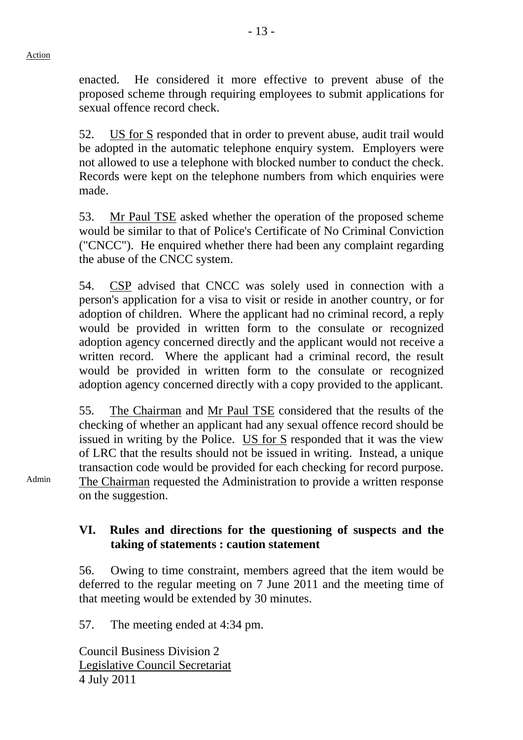Action

enacted. He considered it more effective to prevent abuse of the proposed scheme through requiring employees to submit applications for sexual offence record check.

52. US for S responded that in order to prevent abuse, audit trail would be adopted in the automatic telephone enquiry system. Employers were not allowed to use a telephone with blocked number to conduct the check. Records were kept on the telephone numbers from which enquiries were made.

53. Mr Paul TSE asked whether the operation of the proposed scheme would be similar to that of Police's Certificate of No Criminal Conviction ("CNCC"). He enquired whether there had been any complaint regarding the abuse of the CNCC system.

54. CSP advised that CNCC was solely used in connection with a person's application for a visa to visit or reside in another country, or for adoption of children. Where the applicant had no criminal record, a reply would be provided in written form to the consulate or recognized adoption agency concerned directly and the applicant would not receive a written record. Where the applicant had a criminal record, the result would be provided in written form to the consulate or recognized adoption agency concerned directly with a copy provided to the applicant.

55. The Chairman and Mr Paul TSE considered that the results of the checking of whether an applicant had any sexual offence record should be issued in writing by the Police. US for S responded that it was the view of LRC that the results should not be issued in writing. Instead, a unique transaction code would be provided for each checking for record purpose. The Chairman requested the Administration to provide a written response on the suggestion.

Admin

## VI. Rules and directions for the questioning of suspects and the taking of statements : caution statement

56. Owing to time constraint, members agreed that the item would be deferred to the regular meeting on 7 June 2011 and the meeting time of that meeting would be extended by 30 minutes.

57. The meeting ended at 4:34 pm.

Council Business Division 2
Legislative Council Secretariat
4 July 2011